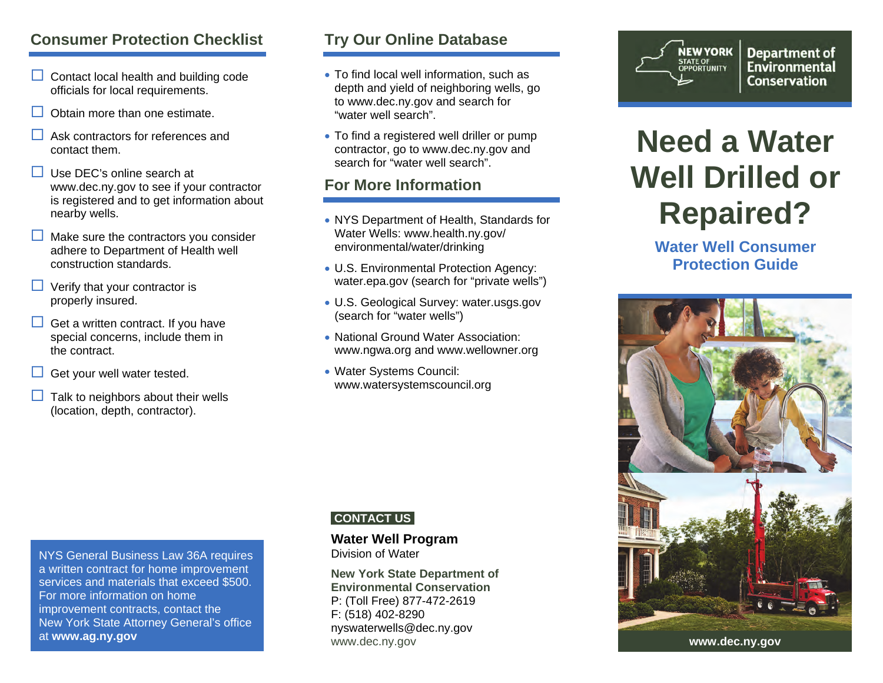## Consumer Protection Checklist

- ☐ Contact local health and building code officials for local requirements.
- ☐ Obtain more than one estimate.
- ☐ Ask contractors for references and contact them.
- ☐ Use DEC's online search at www.dec.ny.gov to see if your contractor is registered and to get information about nearby wells.
- ☐ Make sure the contractors you consider adhere to Department of Health well construction standards.
- ☐ Verify that your contractor is properly insured.
- ☐ Get a written contract. If you have special concerns, include them in the contract.
- ☐ Get your well water tested.
- ☐ Talk to neighbors about their wells (location, depth, contractor).

NYS General Business Law 36A requires a written contract for home improvement services and materials that exceed $500. For more information on home improvement contracts, contact the New York State Attorney General's office at **www.ag.ny.gov**

## Try Our Online Database

- To find local well information, such as depth and yield of neighboring wells, go to www.dec.ny.gov and search for "water well search".
- To find a registered well driller or pump contractor, go to www.dec.ny.gov and search for "water well search".

## For More Information

- NYS Department of Health, Standards for Water Wells: www.health.ny.gov/environmental/water/drinking
- U.S. Environmental Protection Agency: water.epa.gov (search for "private wells")
- U.S. Geological Survey: water.usgs.gov (search for "water wells")
- National Ground Water Association: www.ngwa.org and www.wellowner.org
- Water Systems Council: www.watersystemscouncil.org

**CONTACT US**

**Water Well Program**
Division of Water

**New York State Department of Environmental Conservation**
P: (Toll Free) 877-472-2619
F: (518) 402-8290
nyswaterwells@dec.ny.gov
www.dec.ny.gov

NEW YORK STATE OF OPPORTUNITY | Department of Environmental Conservation

# Need a Water Well Drilled or Repaired?

### Water Well Consumer Protection Guide

www.dec.ny.gov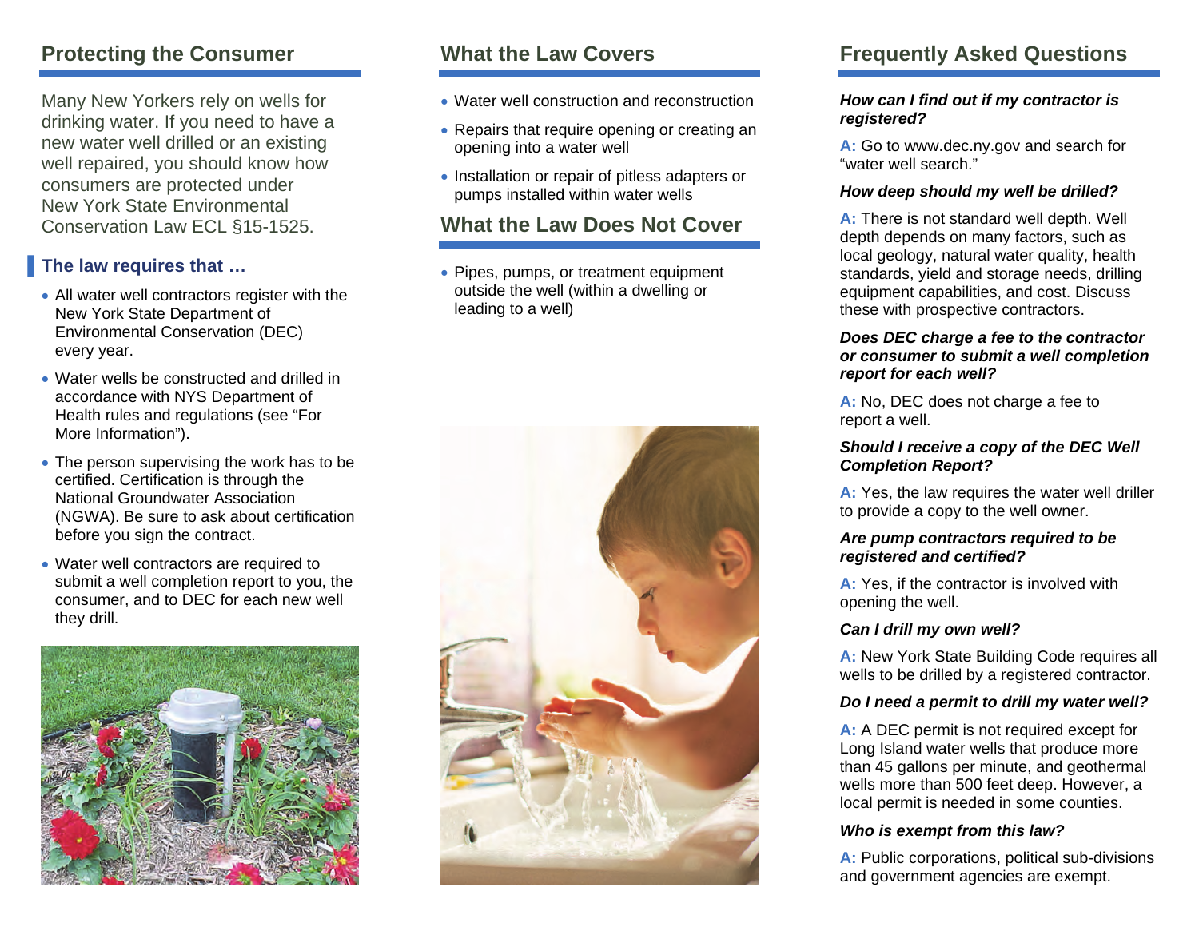## Protecting the Consumer

Many New Yorkers rely on wells for drinking water. If you need to have a new water well drilled or an existing well repaired, you should know how consumers are protected under New York State Environmental Conservation Law ECL §15-1525.

### The law requires that …

- All water well contractors register with the New York State Department of Environmental Conservation (DEC) every year.
- Water wells be constructed and drilled in accordance with NYS Department of Health rules and regulations (see "For More Information").
- The person supervising the work has to be certified. Certification is through the National Groundwater Association (NGWA). Be sure to ask about certification before you sign the contract.
- Water well contractors are required to submit a well completion report to you, the consumer, and to DEC for each new well they drill.

## What the Law Covers

- Water well construction and reconstruction
- Repairs that require opening or creating an opening into a water well
- Installation or repair of pitless adapters or pumps installed within water wells

## What the Law Does Not Cover

- Pipes, pumps, or treatment equipment outside the well (within a dwelling or leading to a well)

## Frequently Asked Questions

***How can I find out if my contractor is registered?***

**A:** Go to www.dec.ny.gov and search for "water well search."

***How deep should my well be drilled?***

**A:** There is not standard well depth. Well depth depends on many factors, such as local geology, natural water quality, health standards, yield and storage needs, drilling equipment capabilities, and cost. Discuss these with prospective contractors.

***Does DEC charge a fee to the contractor or consumer to submit a well completion report for each well?***

**A:** No, DEC does not charge a fee to report a well.

***Should I receive a copy of the DEC Well Completion Report?***

**A:** Yes, the law requires the water well driller to provide a copy to the well owner.

***Are pump contractors required to be registered and certified?***

**A:** Yes, if the contractor is involved with opening the well.

***Can I drill my own well?***

**A:** New York State Building Code requires all wells to be drilled by a registered contractor.

***Do I need a permit to drill my water well?***

**A:** A DEC permit is not required except for Long Island water wells that produce more than 45 gallons per minute, and geothermal wells more than 500 feet deep. However, a local permit is needed in some counties.

***Who is exempt from this law?***

**A:** Public corporations, political sub-divisions and government agencies are exempt.